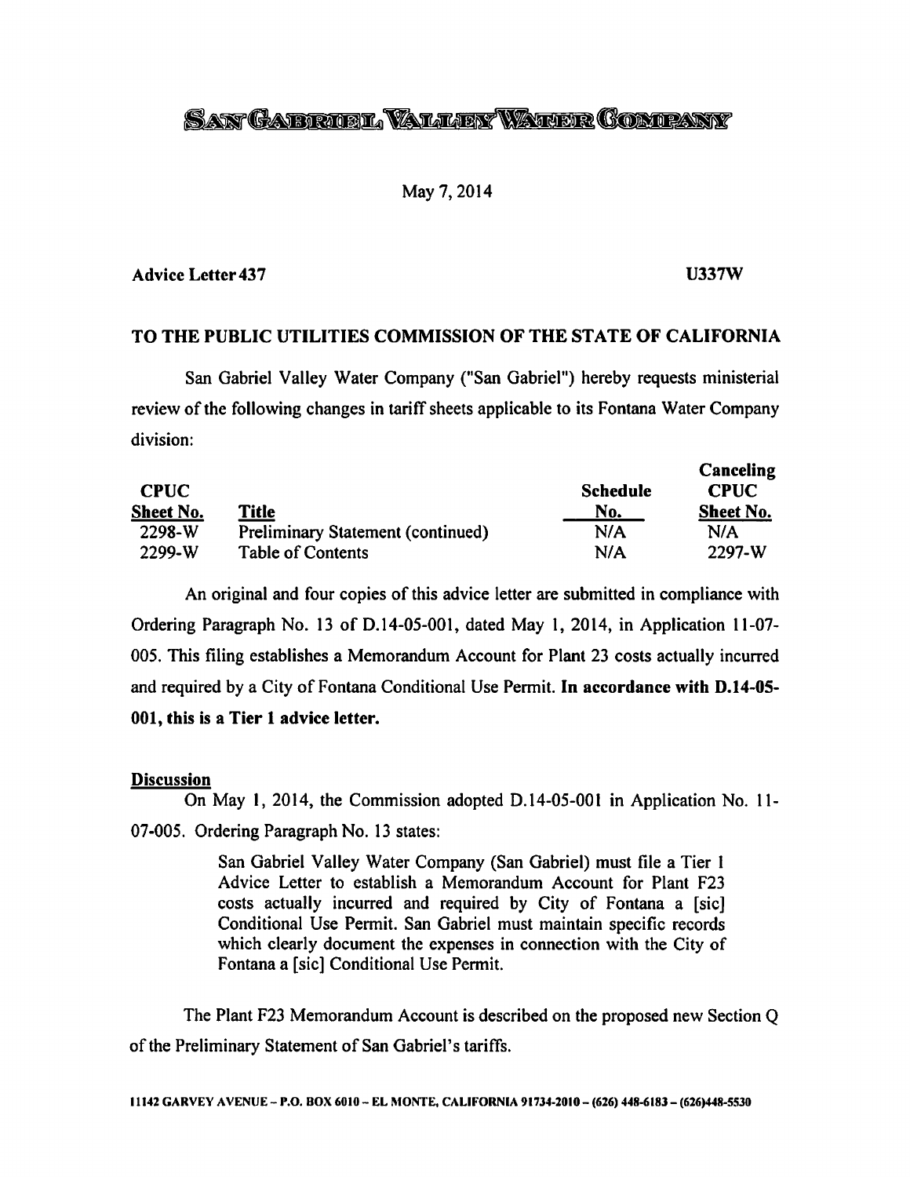# SAN GABRIEL VALLEY WATER COMPANY

May 7, 2014

**Advice Letter 437** **U337W**

## TO THE PUBLIC UTILITIES COMMISSION OF THE STATE OF CALIFORNIA

San Gabriel Valley Water Company ("San Gabriel") hereby requests ministerial review of the following changes in tariff sheets applicable to its Fontana Water Company division:

| CPUC Sheet No. | Title | Schedule No. | Canceling CPUC Sheet No. |
|---|---|---|---|
| 2298-W | Preliminary Statement (continued) | N/A | N/A |
| 2299-W | Table of Contents | N/A | 2297-W |

An original and four copies of this advice letter are submitted in compliance with Ordering Paragraph No. 13 of D.14-05-001, dated May 1, 2014, in Application 11-07-005. This filing establishes a Memorandum Account for Plant 23 costs actually incurred and required by a City of Fontana Conditional Use Permit. **In accordance with D.14-05-001, this is a Tier 1 advice letter.**

**Discussion**

On May 1, 2014, the Commission adopted D.14-05-001 in Application No. 11-07-005. Ordering Paragraph No. 13 states:

> San Gabriel Valley Water Company (San Gabriel) must file a Tier 1 Advice Letter to establish a Memorandum Account for Plant F23 costs actually incurred and required by City of Fontana a [sic] Conditional Use Permit. San Gabriel must maintain specific records which clearly document the expenses in connection with the City of Fontana a [sic] Conditional Use Permit.

The Plant F23 Memorandum Account is described on the proposed new Section Q of the Preliminary Statement of San Gabriel's tariffs.

11142 GARVEY AVENUE – P.O. BOX 6010 – EL MONTE, CALIFORNIA 91734-2010 – (626) 448-6183 – (626)448-5530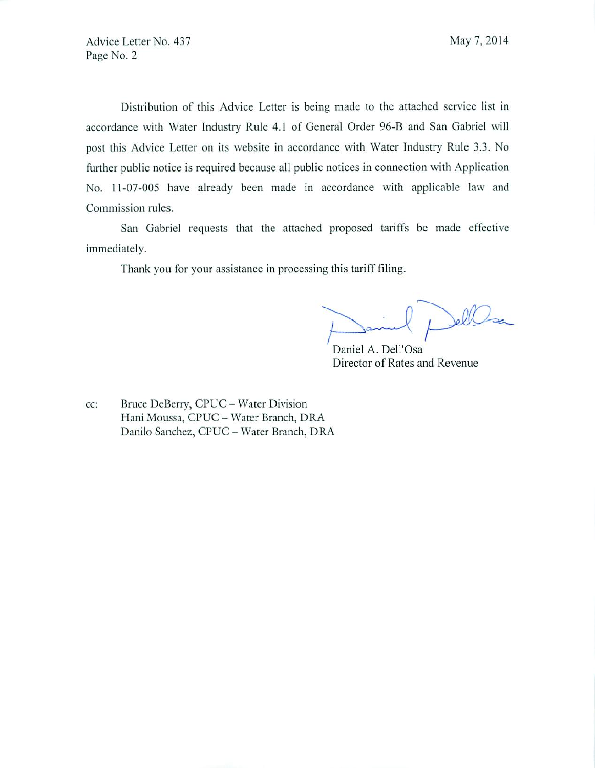Distribution of this Advice Letter is being made to the attached service list in accordance with Water Industry Rule 4.1 of General Order 96-B and San Gabriel will post this Advice Letter on its website in accordance with Water Industry Rule 3.3. No further public notice is required because all public notices in connection with Application No. 11-07-005 have already been made in accordance with applicable law and Commission rules.

San Gabriel requests that the attached proposed tariffs be made effective immediately.

Thank you for your assistance in processing this tariff filing.

Daniel A. Dell'Osa
Director of Rates and Revenue

cc: Bruce DeBerry, CPUC – Water Division
Hani Moussa, CPUC – Water Branch, DRA
Danilo Sanchez, CPUC – Water Branch, DRA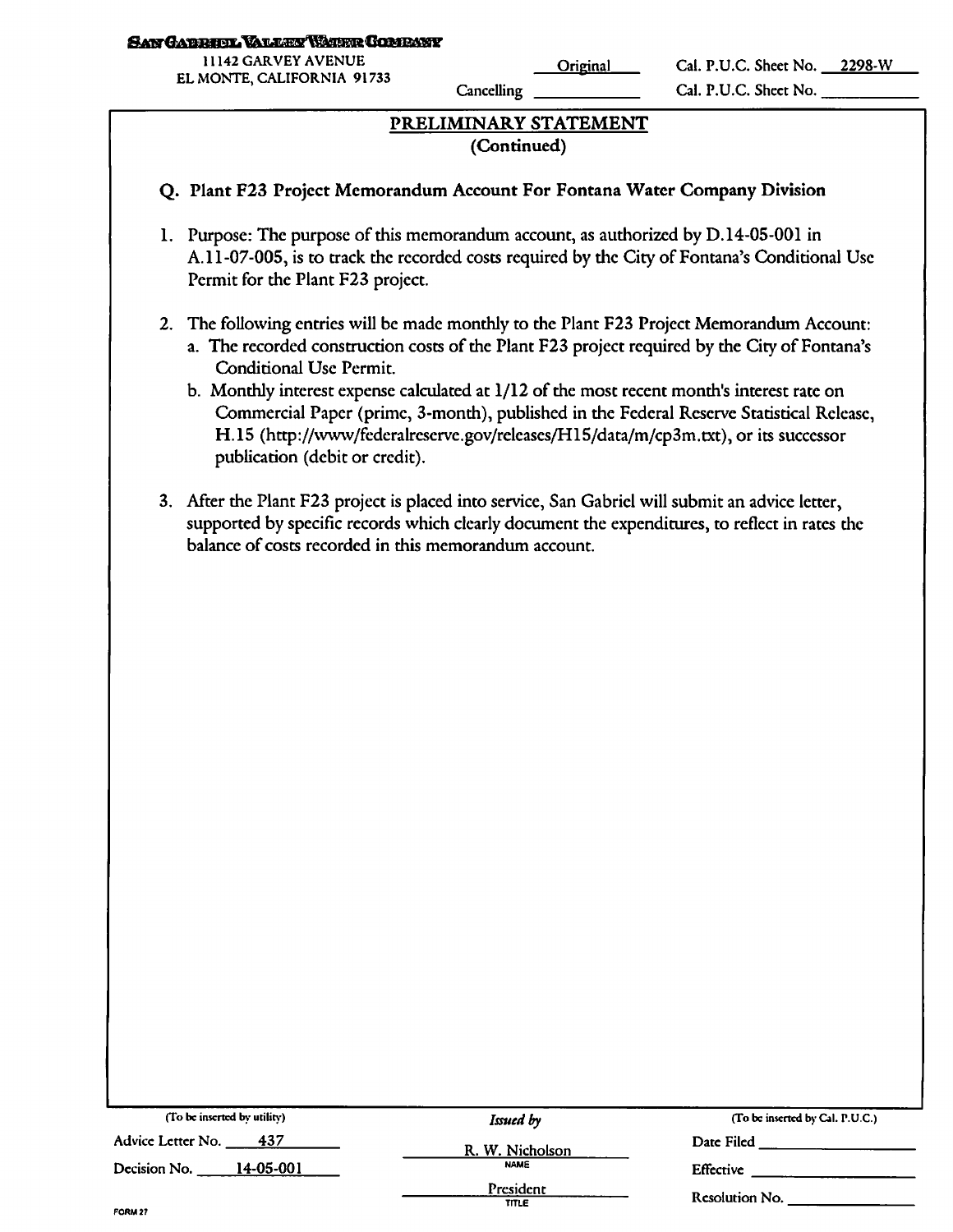**SAN GABRIEL VALLEY WATER COMPANY**
11142 GARVEY AVENUE
EL MONTE, CALIFORNIA 91733

Original Cal. P.U.C. Sheet No. 2298-W
Cancelling Cal. P.U.C. Sheet No.

## PRELIMINARY STATEMENT
**(Continued)**

### Q. Plant F23 Project Memorandum Account For Fontana Water Company Division

1. Purpose: The purpose of this memorandum account, as authorized by D.14-05-001 in A.11-07-005, is to track the recorded costs required by the City of Fontana's Conditional Use Permit for the Plant F23 project.

2. The following entries will be made monthly to the Plant F23 Project Memorandum Account:
   a. The recorded construction costs of the Plant F23 project required by the City of Fontana's Conditional Use Permit.
   b. Monthly interest expense calculated at 1/12 of the most recent month's interest rate on Commercial Paper (prime, 3-month), published in the Federal Reserve Statistical Release, H.15 (http://www/federalreserve.gov/releases/H15/data/m/cp3m.txt), or its successor publication (debit or credit).

3. After the Plant F23 project is placed into service, San Gabriel will submit an advice letter, supported by specific records which clearly document the expenditures, to reflect in rates the balance of costs recorded in this memorandum account.

| (To be inserted by utility) | *Issued by* | (To be inserted by Cal. P.U.C.) |
|---|---|---|
| Advice Letter No. 437 | R. W. Nicholson (NAME) | Date Filed |
| Decision No. 14-05-001 | President (TITLE) | Effective |
| | | Resolution No. |

FORM 27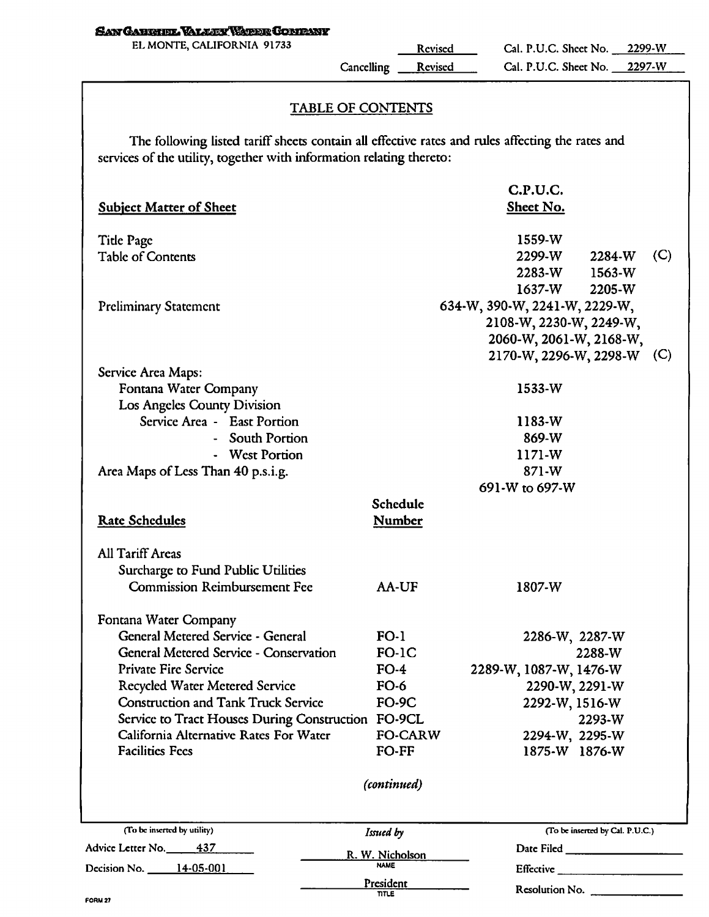SAN GABRIEL VALLEY WATER COMPANY
EL MONTE, CALIFORNIA 91733

Revised Cal. P.U.C. Sheet No. 2299-W
Cancelling Revised Cal. P.U.C. Sheet No. 2297-W

## TABLE OF CONTENTS

The following listed tariff sheets contain all effective rates and rules affecting the rates and services of the utility, together with information relating thereto:

| Subject Matter of Sheet | Schedule Number | C.P.U.C. Sheet No. | |
|---|---|---|---|
| Title Page | | 1559-W | |
| Table of Contents | | 2299-W 2284-W | (C) |
| | | 2283-W 1563-W | |
| | | 1637-W 2205-W | |
| Preliminary Statement | | 634-W, 390-W, 2241-W, 2229-W, 2108-W, 2230-W, 2249-W, 2060-W, 2061-W, 2168-W, 2170-W, 2296-W, 2298-W | (C) |
| Service Area Maps: | | | |
| Fontana Water Company | | 1533-W | |
| Los Angeles County Division | | | |
| Service Area - East Portion | | 1183-W | |
| - South Portion | | 869-W | |
| - West Portion | | 1171-W | |
| Area Maps of Less Than 40 p.s.i.g. | | 871-W | |
| | | 691-W to 697-W | |
| **Rate Schedules** | | | |
| All Tariff Areas | | | |
| Surcharge to Fund Public Utilities Commission Reimbursement Fee | AA-UF | 1807-W | |
| Fontana Water Company | | | |
| General Metered Service - General | FO-1 | 2286-W, 2287-W | |
| General Metered Service - Conservation | FO-1C | 2288-W | |
| Private Fire Service | FO-4 | 2289-W, 1087-W, 1476-W | |
| Recycled Water Metered Service | FO-6 | 2290-W, 2291-W | |
| Construction and Tank Truck Service | FO-9C | 2292-W, 1516-W | |
| Service to Tract Houses During Construction | FO-9CL | 2293-W | |
| California Alternative Rates For Water | FO-CARW | 2294-W, 2295-W | |
| Facilities Fees | FO-FF | 1875-W 1876-W | |

*(continued)*

| (To be inserted by utility) | Issued by | (To be inserted by Cal. P.U.C.) |
|---|---|---|
| Advice Letter No. 437 | R. W. Nicholson (NAME) | Date Filed |
| Decision No. 14-05-001 | President (TITLE) | Effective |
| | | Resolution No. |

FORM 27